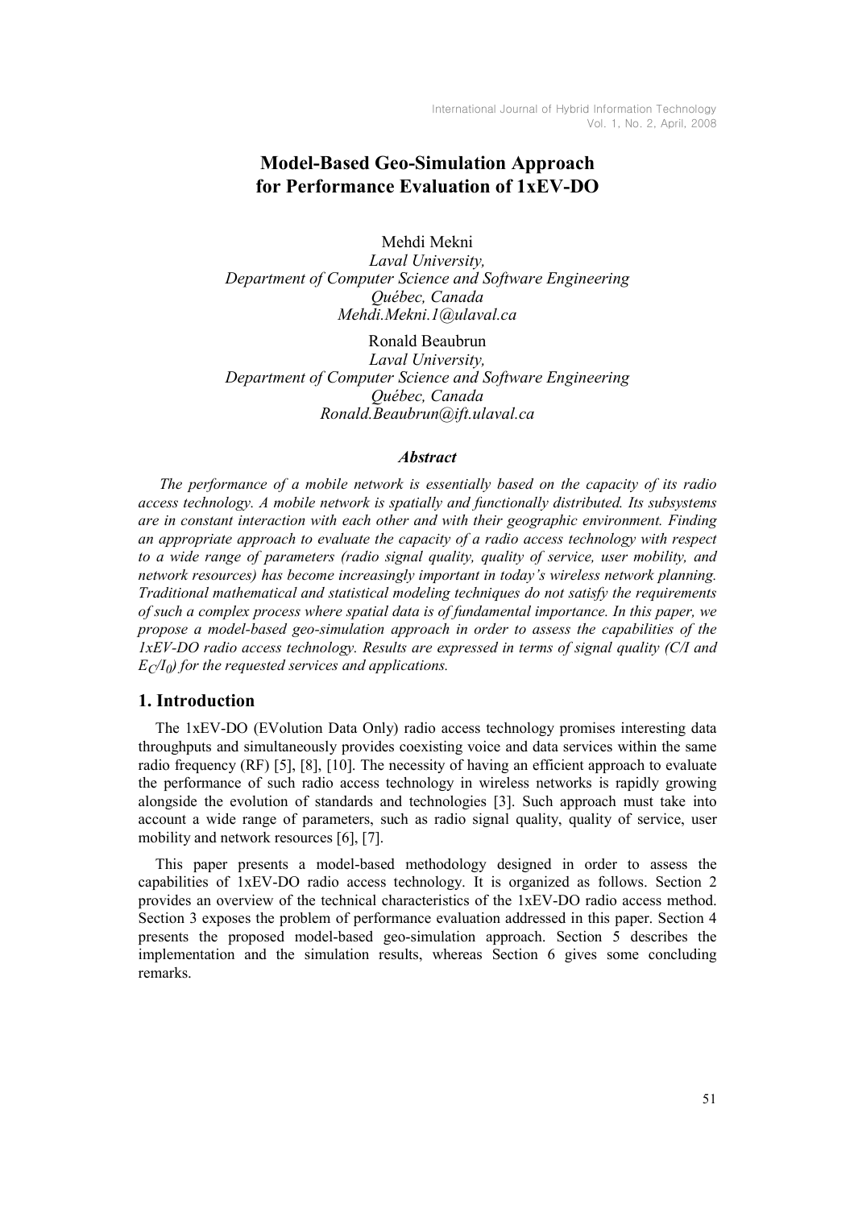# Model-Based Geo-Simulation Approach for Performance Evaluation of 1xEV-DO

Mehdi Mekni
*Laval University,*
*Department of Computer Science and Software Engineering*
*Québec, Canada*
*Mehdi.Mekni.1@ulaval.ca*

Ronald Beaubrun
*Laval University,*
*Department of Computer Science and Software Engineering*
*Québec, Canada*
*Ronald.Beaubrun@ift.ulaval.ca*

### *Abstract*

*The performance of a mobile network is essentially based on the capacity of its radio access technology. A mobile network is spatially and functionally distributed. Its subsystems are in constant interaction with each other and with their geographic environment. Finding an appropriate approach to evaluate the capacity of a radio access technology with respect to a wide range of parameters (radio signal quality, quality of service, user mobility, and network resources) has become increasingly important in today's wireless network planning. Traditional mathematical and statistical modeling techniques do not satisfy the requirements of such a complex process where spatial data is of fundamental importance. In this paper, we propose a model-based geo-simulation approach in order to assess the capabilities of the 1xEV-DO radio access technology. Results are expressed in terms of signal quality (C/I and $E_C/I_0$) for the requested services and applications.*

## 1. Introduction

The 1xEV-DO (EVolution Data Only) radio access technology promises interesting data throughputs and simultaneously provides coexisting voice and data services within the same radio frequency (RF) [5], [8], [10]. The necessity of having an efficient approach to evaluate the performance of such radio access technology in wireless networks is rapidly growing alongside the evolution of standards and technologies [3]. Such approach must take into account a wide range of parameters, such as radio signal quality, quality of service, user mobility and network resources [6], [7].

This paper presents a model-based methodology designed in order to assess the capabilities of 1xEV-DO radio access technology. It is organized as follows. Section 2 provides an overview of the technical characteristics of the 1xEV-DO radio access method. Section 3 exposes the problem of performance evaluation addressed in this paper. Section 4 presents the proposed model-based geo-simulation approach. Section 5 describes the implementation and the simulation results, whereas Section 6 gives some concluding remarks.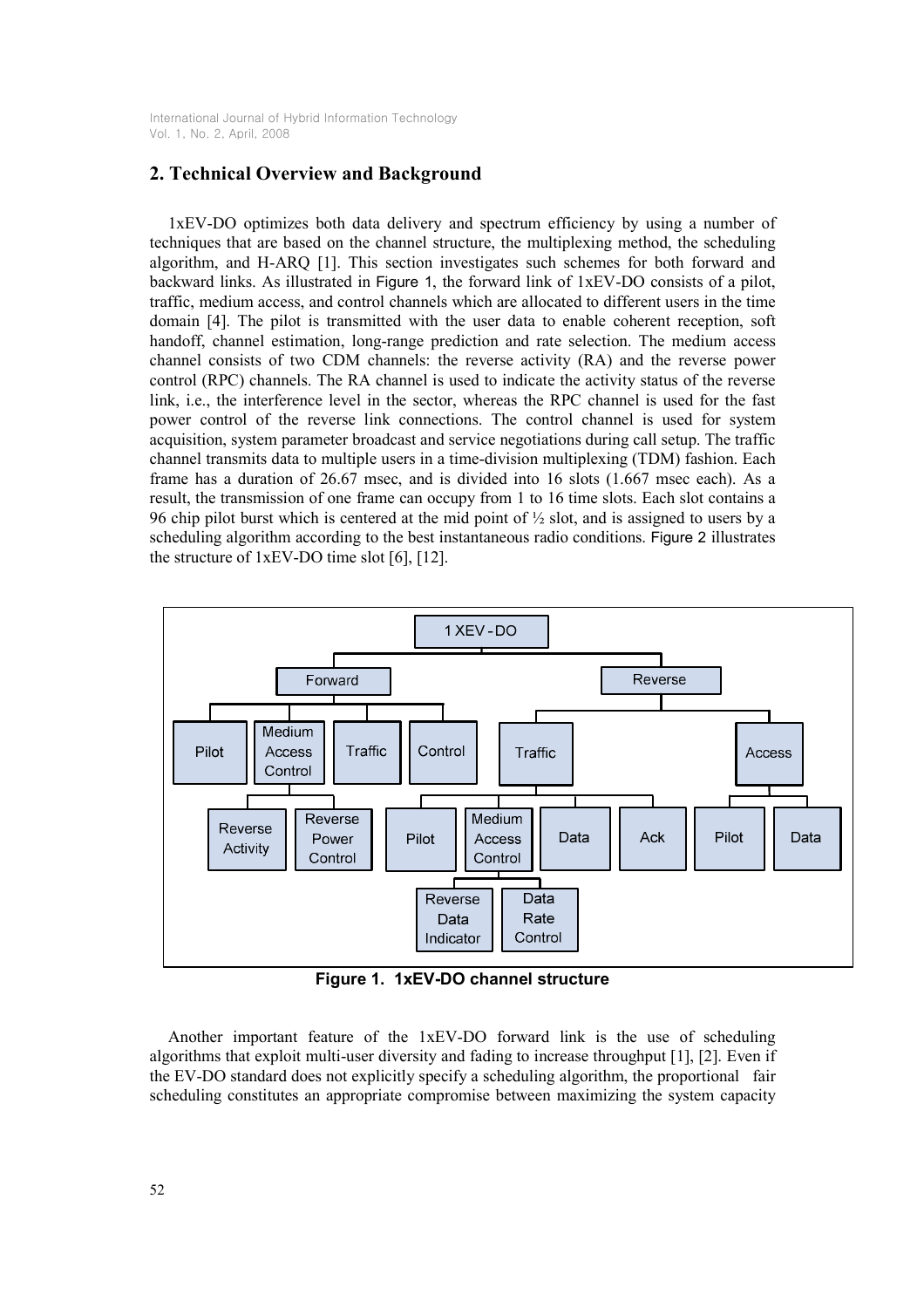## 2. Technical Overview and Background

1xEV-DO optimizes both data delivery and spectrum efficiency by using a number of techniques that are based on the channel structure, the multiplexing method, the scheduling algorithm, and H-ARQ [1]. This section investigates such schemes for both forward and backward links. As illustrated in Figure 1, the forward link of 1xEV-DO consists of a pilot, traffic, medium access, and control channels which are allocated to different users in the time domain [4]. The pilot is transmitted with the user data to enable coherent reception, soft handoff, channel estimation, long-range prediction and rate selection. The medium access channel consists of two CDM channels: the reverse activity (RA) and the reverse power control (RPC) channels. The RA channel is used to indicate the activity status of the reverse link, i.e., the interference level in the sector, whereas the RPC channel is used for the fast power control of the reverse link connections. The control channel is used for system acquisition, system parameter broadcast and service negotiations during call setup. The traffic channel transmits data to multiple users in a time-division multiplexing (TDM) fashion. Each frame has a duration of 26.67 msec, and is divided into 16 slots (1.667 msec each). As a result, the transmission of one frame can occupy from 1 to 16 time slots. Each slot contains a 96 chip pilot burst which is centered at the mid point of ½ slot, and is assigned to users by a scheduling algorithm according to the best instantaneous radio conditions. Figure 2 illustrates the structure of 1xEV-DO time slot [6], [12].

**Figure 1. 1xEV-DO channel structure**

Another important feature of the 1xEV-DO forward link is the use of scheduling algorithms that exploit multi-user diversity and fading to increase throughput [1], [2]. Even if the EV-DO standard does not explicitly specify a scheduling algorithm, the proportional fair scheduling constitutes an appropriate compromise between maximizing the system capacity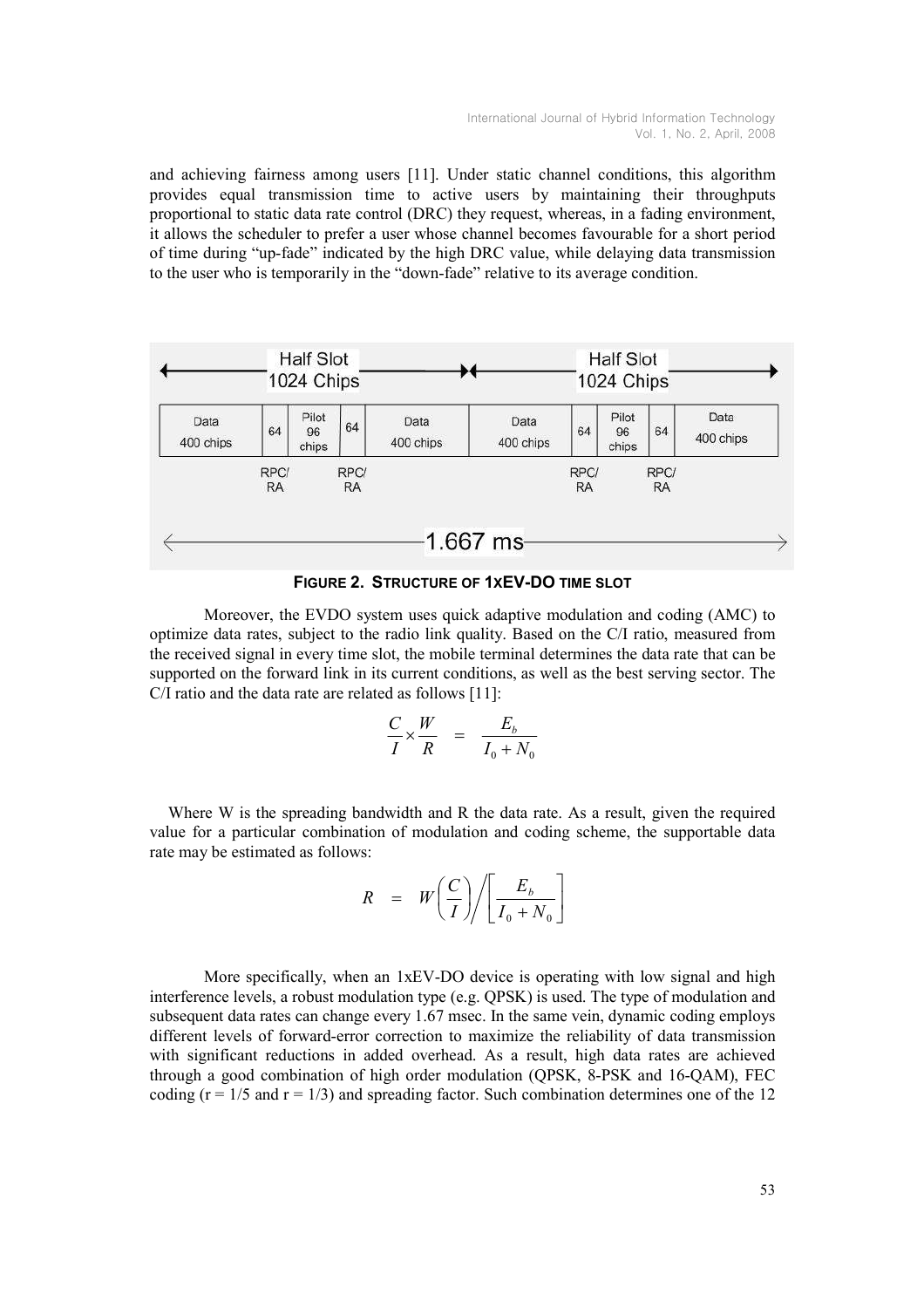and achieving fairness among users [11]. Under static channel conditions, this algorithm provides equal transmission time to active users by maintaining their throughputs proportional to static data rate control (DRC) they request, whereas, in a fading environment, it allows the scheduler to prefer a user whose channel becomes favourable for a short period of time during "up-fade" indicated by the high DRC value, while delaying data transmission to the user who is temporarily in the "down-fade" relative to its average condition.

**FIGURE 2. STRUCTURE OF 1XEV-DO TIME SLOT**

Moreover, the EVDO system uses quick adaptive modulation and coding (AMC) to optimize data rates, subject to the radio link quality. Based on the C/I ratio, measured from the received signal in every time slot, the mobile terminal determines the data rate that can be supported on the forward link in its current conditions, as well as the best serving sector. The C/I ratio and the data rate are related as follows [11]:

$$\frac{C}{I} \times \frac{W}{R} = \frac{E_b}{I_0 + N_0}$$

Where W is the spreading bandwidth and R the data rate. As a result, given the required value for a particular combination of modulation and coding scheme, the supportable data rate may be estimated as follows:

$$R = W\left(\frac{C}{I}\right) \Big/ \left[\frac{E_b}{I_0 + N_0}\right]$$

More specifically, when an 1xEV-DO device is operating with low signal and high interference levels, a robust modulation type (e.g. QPSK) is used. The type of modulation and subsequent data rates can change every 1.67 msec. In the same vein, dynamic coding employs different levels of forward-error correction to maximize the reliability of data transmission with significant reductions in added overhead. As a result, high data rates are achieved through a good combination of high order modulation (QPSK, 8-PSK and 16-QAM), FEC coding ($r = 1/5$ and $r = 1/3$) and spreading factor. Such combination determines one of the 12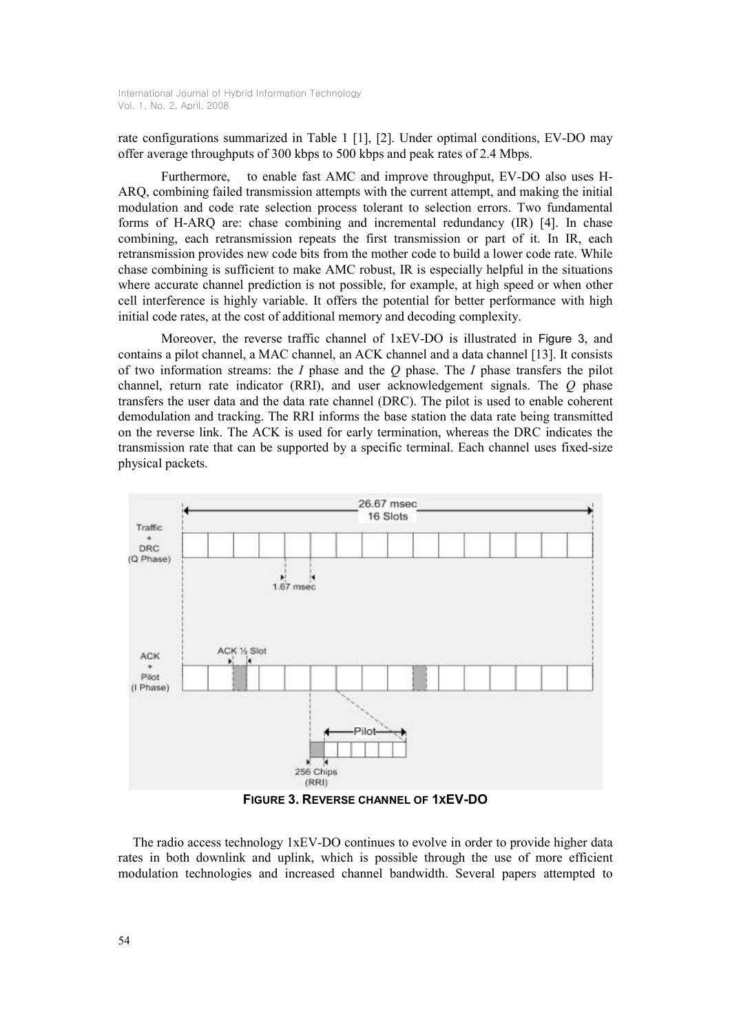rate configurations summarized in Table 1 [1], [2]. Under optimal conditions, EV-DO may offer average throughputs of 300 kbps to 500 kbps and peak rates of 2.4 Mbps.

Furthermore, to enable fast AMC and improve throughput, EV-DO also uses H-ARQ, combining failed transmission attempts with the current attempt, and making the initial modulation and code rate selection process tolerant to selection errors. Two fundamental forms of H-ARQ are: chase combining and incremental redundancy (IR) [4]. In chase combining, each retransmission repeats the first transmission or part of it. In IR, each retransmission provides new code bits from the mother code to build a lower code rate. While chase combining is sufficient to make AMC robust, IR is especially helpful in the situations where accurate channel prediction is not possible, for example, at high speed or when other cell interference is highly variable. It offers the potential for better performance with high initial code rates, at the cost of additional memory and decoding complexity.

Moreover, the reverse traffic channel of 1xEV-DO is illustrated in Figure 3, and contains a pilot channel, a MAC channel, an ACK channel and a data channel [13]. It consists of two information streams: the *I* phase and the *Q* phase. The *I* phase transfers the pilot channel, return rate indicator (RRI), and user acknowledgement signals. The *Q* phase transfers the user data and the data rate channel (DRC). The pilot is used to enable coherent demodulation and tracking. The RRI informs the base station the data rate being transmitted on the reverse link. The ACK is used for early termination, whereas the DRC indicates the transmission rate that can be supported by a specific terminal. Each channel uses fixed-size physical packets.

**FIGURE 3. REVERSE CHANNEL OF 1XEV-DO**

The radio access technology 1xEV-DO continues to evolve in order to provide higher data rates in both downlink and uplink, which is possible through the use of more efficient modulation technologies and increased channel bandwidth. Several papers attempted to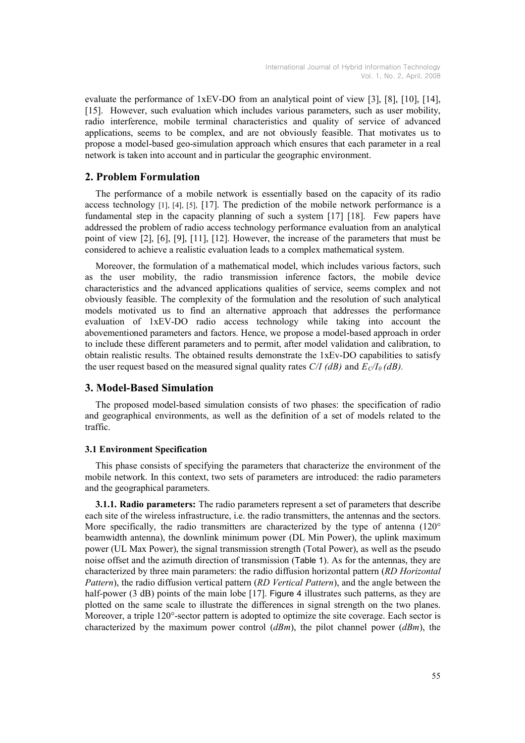evaluate the performance of 1xEV-DO from an analytical point of view [3], [8], [10], [14], [15]. However, such evaluation which includes various parameters, such as user mobility, radio interference, mobile terminal characteristics and quality of service of advanced applications, seems to be complex, and are not obviously feasible. That motivates us to propose a model-based geo-simulation approach which ensures that each parameter in a real network is taken into account and in particular the geographic environment.

## 2. Problem Formulation

The performance of a mobile network is essentially based on the capacity of its radio access technology [1], [4], [5], [17]. The prediction of the mobile network performance is a fundamental step in the capacity planning of such a system [17] [18]. Few papers have addressed the problem of radio access technology performance evaluation from an analytical point of view [2], [6], [9], [11], [12]. However, the increase of the parameters that must be considered to achieve a realistic evaluation leads to a complex mathematical system.

Moreover, the formulation of a mathematical model, which includes various factors, such as the user mobility, the radio transmission inference factors, the mobile device characteristics and the advanced applications qualities of service, seems complex and not obviously feasible. The complexity of the formulation and the resolution of such analytical models motivated us to find an alternative approach that addresses the performance evaluation of 1xEV-DO radio access technology while taking into account the abovementioned parameters and factors. Hence, we propose a model-based approach in order to include these different parameters and to permit, after model validation and calibration, to obtain realistic results. The obtained results demonstrate the 1xEv-DO capabilities to satisfy the user request based on the measured signal quality rates *C/I (dB)* and $E_C/I_0$ *(dB)*.

## 3. Model-Based Simulation

The proposed model-based simulation consists of two phases: the specification of radio and geographical environments, as well as the definition of a set of models related to the traffic.

### 3.1 Environment Specification

This phase consists of specifying the parameters that characterize the environment of the mobile network. In this context, two sets of parameters are introduced: the radio parameters and the geographical parameters.

**3.1.1. Radio parameters:** The radio parameters represent a set of parameters that describe each site of the wireless infrastructure, i.e. the radio transmitters, the antennas and the sectors. More specifically, the radio transmitters are characterized by the type of antenna (120° beamwidth antenna), the downlink minimum power (DL Min Power), the uplink maximum power (UL Max Power), the signal transmission strength (Total Power), as well as the pseudo noise offset and the azimuth direction of transmission (Table 1). As for the antennas, they are characterized by three main parameters: the radio diffusion horizontal pattern (*RD Horizontal Pattern*), the radio diffusion vertical pattern (*RD Vertical Pattern*), and the angle between the half-power (3 dB) points of the main lobe [17]. Figure 4 illustrates such patterns, as they are plotted on the same scale to illustrate the differences in signal strength on the two planes. Moreover, a triple 120°-sector pattern is adopted to optimize the site coverage. Each sector is characterized by the maximum power control (*dBm*), the pilot channel power (*dBm*), the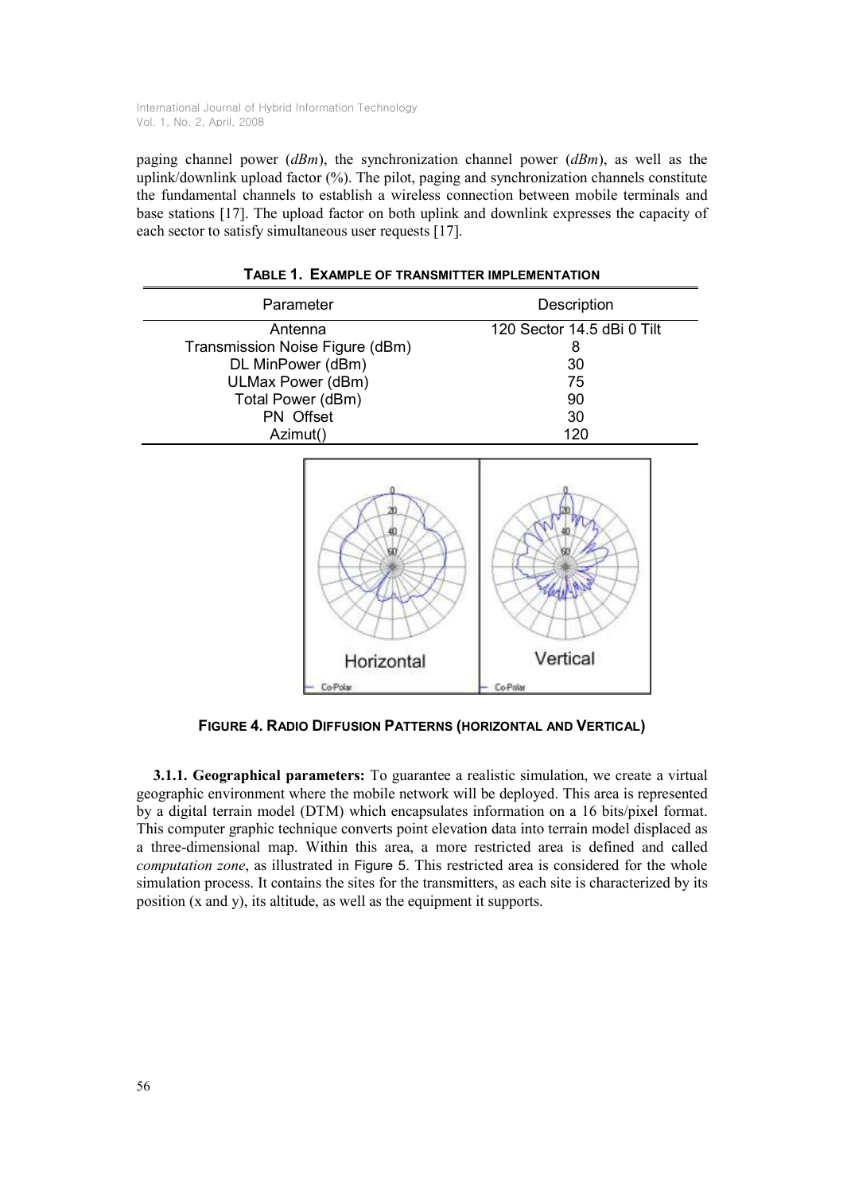paging channel power (*dBm*), the synchronization channel power (*dBm*), as well as the uplink/downlink upload factor (%). The pilot, paging and synchronization channels constitute the fundamental channels to establish a wireless connection between mobile terminals and base stations [17]. The upload factor on both uplink and downlink expresses the capacity of each sector to satisfy simultaneous user requests [17].

**TABLE 1. EXAMPLE OF TRANSMITTER IMPLEMENTATION**

| Parameter | Description |
|---|---|
| Antenna | 120 Sector 14.5 dBi 0 Tilt |
| Transmission Noise Figure (dBm) | 8 |
| DL MinPower (dBm) | 30 |
| ULMax Power (dBm) | 75 |
| Total Power (dBm) | 90 |
| PN Offset | 30 |
| Azimut() | 120 |

**FIGURE 4. RADIO DIFFUSION PATTERNS (HORIZONTAL AND VERTICAL)**

**3.1.1. Geographical parameters:** To guarantee a realistic simulation, we create a virtual geographic environment where the mobile network will be deployed. This area is represented by a digital terrain model (DTM) which encapsulates information on a 16 bits/pixel format. This computer graphic technique converts point elevation data into terrain model displaced as a three-dimensional map. Within this area, a more restricted area is defined and called *computation zone*, as illustrated in Figure 5. This restricted area is considered for the whole simulation process. It contains the sites for the transmitters, as each site is characterized by its position (x and y), its altitude, as well as the equipment it supports.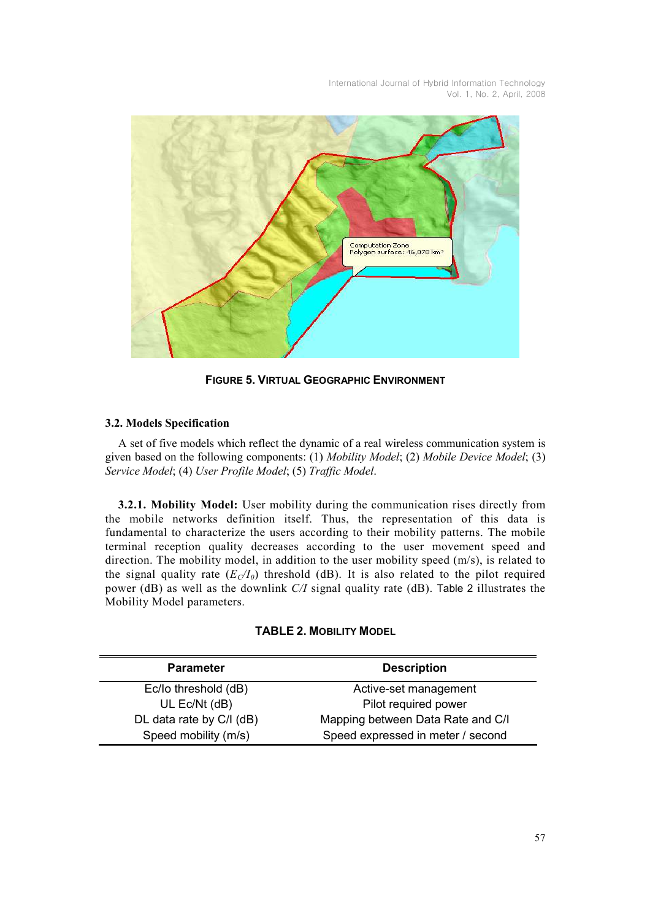FIGURE 5. VIRTUAL GEOGRAPHIC ENVIRONMENT

### 3.2. Models Specification

A set of five models which reflect the dynamic of a real wireless communication system is given based on the following components: (1) *Mobility Model*; (2) *Mobile Device Model*; (3) *Service Model*; (4) *User Profile Model*; (5) *Traffic Model*.

**3.2.1. Mobility Model:** User mobility during the communication rises directly from the mobile networks definition itself. Thus, the representation of this data is fundamental to characterize the users according to their mobility patterns. The mobile terminal reception quality decreases according to the user movement speed and direction. The mobility model, in addition to the user mobility speed (m/s), is related to the signal quality rate ($E_C/I_0$) threshold (dB). It is also related to the pilot required power (dB) as well as the downlink *C/I* signal quality rate (dB). Table 2 illustrates the Mobility Model parameters.

**TABLE 2. MOBILITY MODEL**

| Parameter | Description |
|---|---|
| Ec/Io threshold (dB) | Active-set management |
| UL Ec/Nt (dB) | Pilot required power |
| DL data rate by C/I (dB) | Mapping between Data Rate and C/I |
| Speed mobility (m/s) | Speed expressed in meter / second |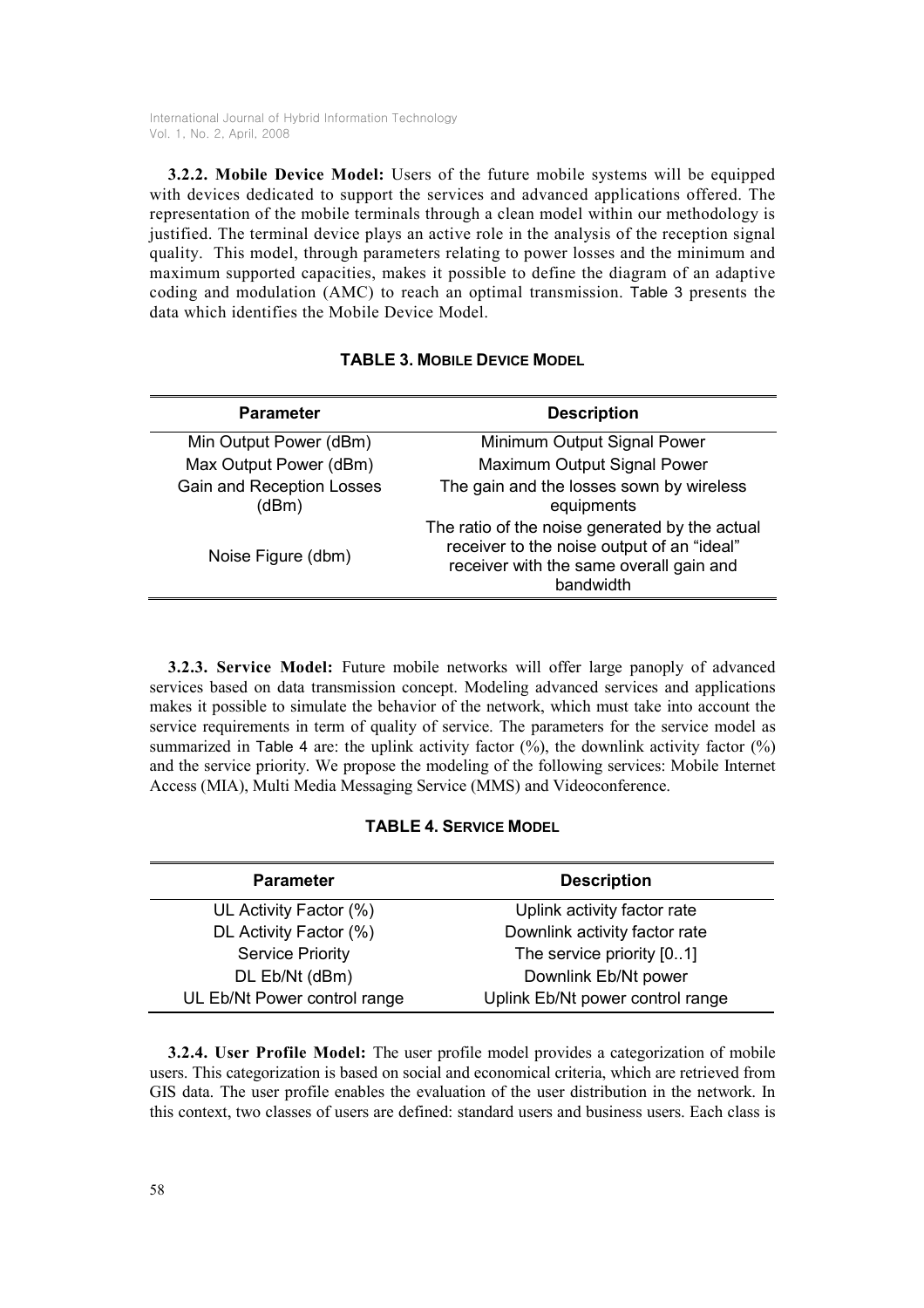**3.2.2. Mobile Device Model:** Users of the future mobile systems will be equipped with devices dedicated to support the services and advanced applications offered. The representation of the mobile terminals through a clean model within our methodology is justified. The terminal device plays an active role in the analysis of the reception signal quality. This model, through parameters relating to power losses and the minimum and maximum supported capacities, makes it possible to define the diagram of an adaptive coding and modulation (AMC) to reach an optimal transmission. Table 3 presents the data which identifies the Mobile Device Model.

**TABLE 3. MOBILE DEVICE MODEL**

| Parameter | Description |
|---|---|
| Min Output Power (dBm) | Minimum Output Signal Power |
| Max Output Power (dBm) | Maximum Output Signal Power |
| Gain and Reception Losses (dBm) | The gain and the losses sown by wireless equipments |
| Noise Figure (dbm) | The ratio of the noise generated by the actual receiver to the noise output of an "ideal" receiver with the same overall gain and bandwidth |

**3.2.3. Service Model:** Future mobile networks will offer large panoply of advanced services based on data transmission concept. Modeling advanced services and applications makes it possible to simulate the behavior of the network, which must take into account the service requirements in term of quality of service. The parameters for the service model as summarized in Table 4 are: the uplink activity factor (%), the downlink activity factor (%) and the service priority. We propose the modeling of the following services: Mobile Internet Access (MIA), Multi Media Messaging Service (MMS) and Videoconference.

**TABLE 4. SERVICE MODEL**

| Parameter | Description |
|---|---|
| UL Activity Factor (%) | Uplink activity factor rate |
| DL Activity Factor (%) | Downlink activity factor rate |
| Service Priority | The service priority [0..1] |
| DL Eb/Nt (dBm) | Downlink Eb/Nt power |
| UL Eb/Nt Power control range | Uplink Eb/Nt power control range |

**3.2.4. User Profile Model:** The user profile model provides a categorization of mobile users. This categorization is based on social and economical criteria, which are retrieved from GIS data. The user profile enables the evaluation of the user distribution in the network. In this context, two classes of users are defined: standard users and business users. Each class is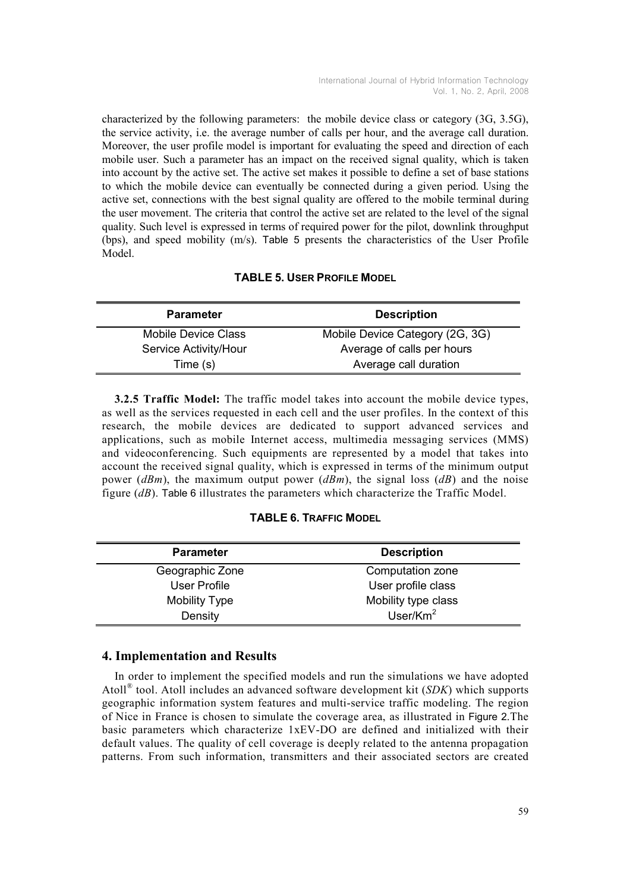characterized by the following parameters: the mobile device class or category (3G, 3.5G), the service activity, i.e. the average number of calls per hour, and the average call duration. Moreover, the user profile model is important for evaluating the speed and direction of each mobile user. Such a parameter has an impact on the received signal quality, which is taken into account by the active set. The active set makes it possible to define a set of base stations to which the mobile device can eventually be connected during a given period. Using the active set, connections with the best signal quality are offered to the mobile terminal during the user movement. The criteria that control the active set are related to the level of the signal quality. Such level is expressed in terms of required power for the pilot, downlink throughput (bps), and speed mobility (m/s). Table 5 presents the characteristics of the User Profile Model.

**TABLE 5. USER PROFILE MODEL**

| Parameter | Description |
|---|---|
| Mobile Device Class | Mobile Device Category (2G, 3G) |
| Service Activity/Hour | Average of calls per hours |
| Time (s) | Average call duration |

**3.2.5 Traffic Model:** The traffic model takes into account the mobile device types, as well as the services requested in each cell and the user profiles. In the context of this research, the mobile devices are dedicated to support advanced services and applications, such as mobile Internet access, multimedia messaging services (MMS) and videoconferencing. Such equipments are represented by a model that takes into account the received signal quality, which is expressed in terms of the minimum output power (*dBm*), the maximum output power (*dBm*), the signal loss (*dB*) and the noise figure (*dB*). Table 6 illustrates the parameters which characterize the Traffic Model.

**TABLE 6. TRAFFIC MODEL**

| Parameter | Description |
|---|---|
| Geographic Zone | Computation zone |
| User Profile | User profile class |
| Mobility Type | Mobility type class |
| Density | User/Km$^2$ |

## 4. Implementation and Results

In order to implement the specified models and run the simulations we have adopted Atoll® tool. Atoll includes an advanced software development kit (*SDK*) which supports geographic information system features and multi-service traffic modeling. The region of Nice in France is chosen to simulate the coverage area, as illustrated in Figure 2.The basic parameters which characterize 1xEV-DO are defined and initialized with their default values. The quality of cell coverage is deeply related to the antenna propagation patterns. From such information, transmitters and their associated sectors are created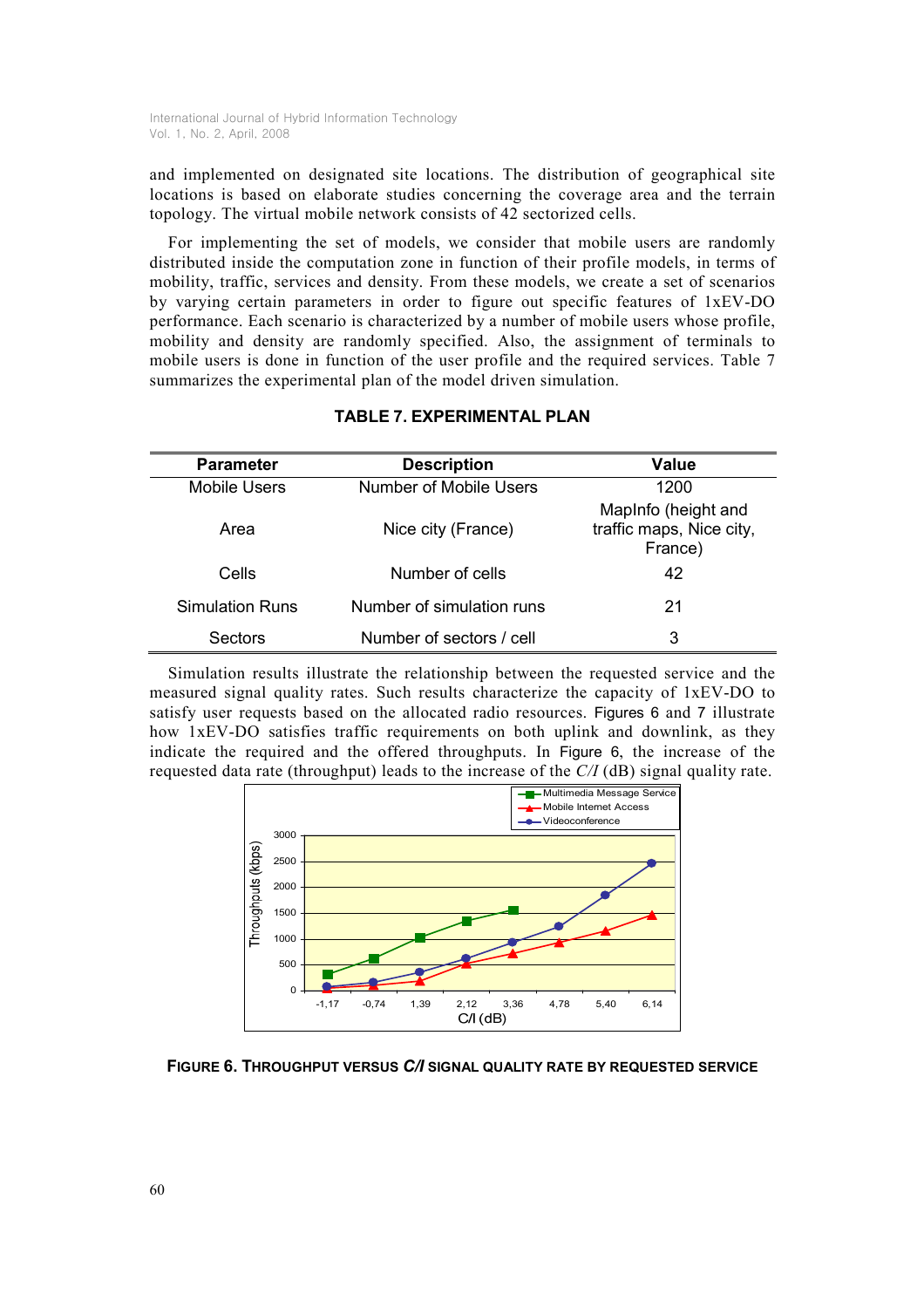and implemented on designated site locations. The distribution of geographical site locations is based on elaborate studies concerning the coverage area and the terrain topology. The virtual mobile network consists of 42 sectorized cells.

For implementing the set of models, we consider that mobile users are randomly distributed inside the computation zone in function of their profile models, in terms of mobility, traffic, services and density. From these models, we create a set of scenarios by varying certain parameters in order to figure out specific features of 1xEV-DO performance. Each scenario is characterized by a number of mobile users whose profile, mobility and density are randomly specified. Also, the assignment of terminals to mobile users is done in function of the user profile and the required services. Table 7 summarizes the experimental plan of the model driven simulation.

**TABLE 7. EXPERIMENTAL PLAN**

| Parameter | Description | Value |
|---|---|---|
| Mobile Users | Number of Mobile Users | 1200 |
| Area | Nice city (France) | MapInfo (height and traffic maps, Nice city, France) |
| Cells | Number of cells | 42 |
| Simulation Runs | Number of simulation runs | 21 |
| Sectors | Number of sectors / cell | 3 |

Simulation results illustrate the relationship between the requested service and the measured signal quality rates. Such results characterize the capacity of 1xEV-DO to satisfy user requests based on the allocated radio resources. Figures 6 and 7 illustrate how 1xEV-DO satisfies traffic requirements on both uplink and downlink, as they indicate the required and the offered throughputs. In Figure 6, the increase of the requested data rate (throughput) leads to the increase of the *C/I* (dB) signal quality rate.

**FIGURE 6. THROUGHPUT VERSUS *C/I* SIGNAL QUALITY RATE BY REQUESTED SERVICE**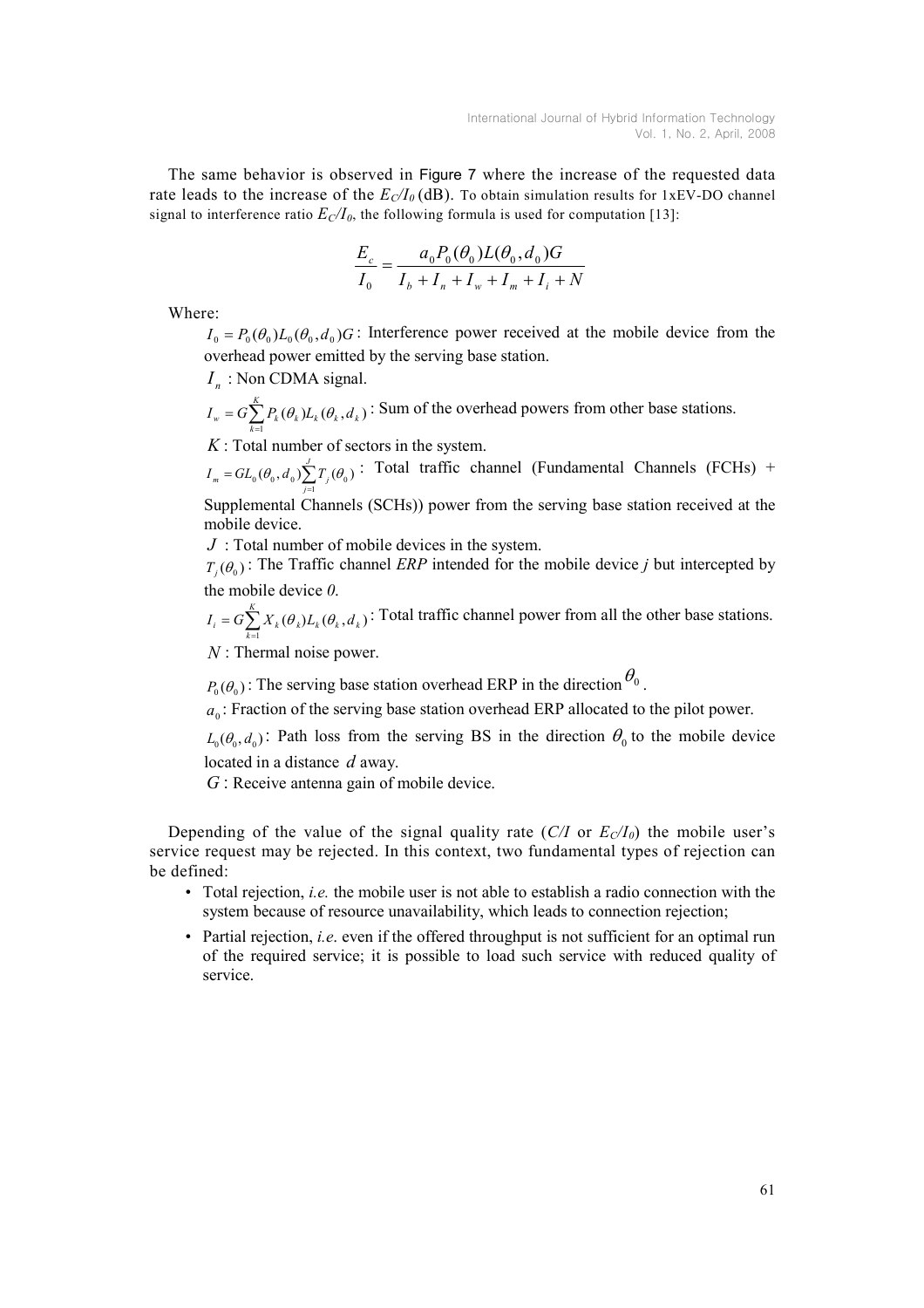The same behavior is observed in Figure 7 where the increase of the requested data rate leads to the increase of the $E_C/I_0$ (dB). To obtain simulation results for 1xEV-DO channel signal to interference ratio $E_C/I_0$, the following formula is used for computation [13]:

$$\frac{E_c}{I_0} = \frac{a_0 P_0(\theta_0) L(\theta_0, d_0) G}{I_b + I_n + I_w + I_m + I_i + N}$$

Where:

$I_0 = P_0(\theta_0) L_0(\theta_0, d_0) G$ : Interference power received at the mobile device from the overhead power emitted by the serving base station.

$I_n$ : Non CDMA signal.

$I_w = G \sum_{k=1}^{K} P_k(\theta_k) L_k(\theta_k, d_k)$ : Sum of the overhead powers from other base stations.

$K$ : Total number of sectors in the system.

$I_m = G L_0(\theta_0, d_0) \sum_{j=1}^{J} T_j(\theta_0)$ : Total traffic channel (Fundamental Channels (FCHs) + Supplemental Channels (SCHs)) power from the serving base station received at the mobile device.

$J$ : Total number of mobile devices in the system.

$T_j(\theta_0)$ : The Traffic channel *ERP* intended for the mobile device *j* but intercepted by the mobile device *0*.

$I_i = G \sum_{k=1}^{K} X_k(\theta_k) L_k(\theta_k, d_k)$ : Total traffic channel power from all the other base stations.

$N$ : Thermal noise power.

$P_0(\theta_0)$ : The serving base station overhead ERP in the direction $\theta_0$.

$a_0$ : Fraction of the serving base station overhead ERP allocated to the pilot power.

$L_0(\theta_0, d_0)$ : Path loss from the serving BS in the direction $\theta_0$ to the mobile device located in a distance $d$ away.

$G$ : Receive antenna gain of mobile device.

Depending of the value of the signal quality rate ($C/I$ or $E_C/I_0$) the mobile user's service request may be rejected. In this context, two fundamental types of rejection can be defined:

- Total rejection, *i.e.* the mobile user is not able to establish a radio connection with the system because of resource unavailability, which leads to connection rejection;
- Partial rejection, *i.e.* even if the offered throughput is not sufficient for an optimal run of the required service; it is possible to load such service with reduced quality of service.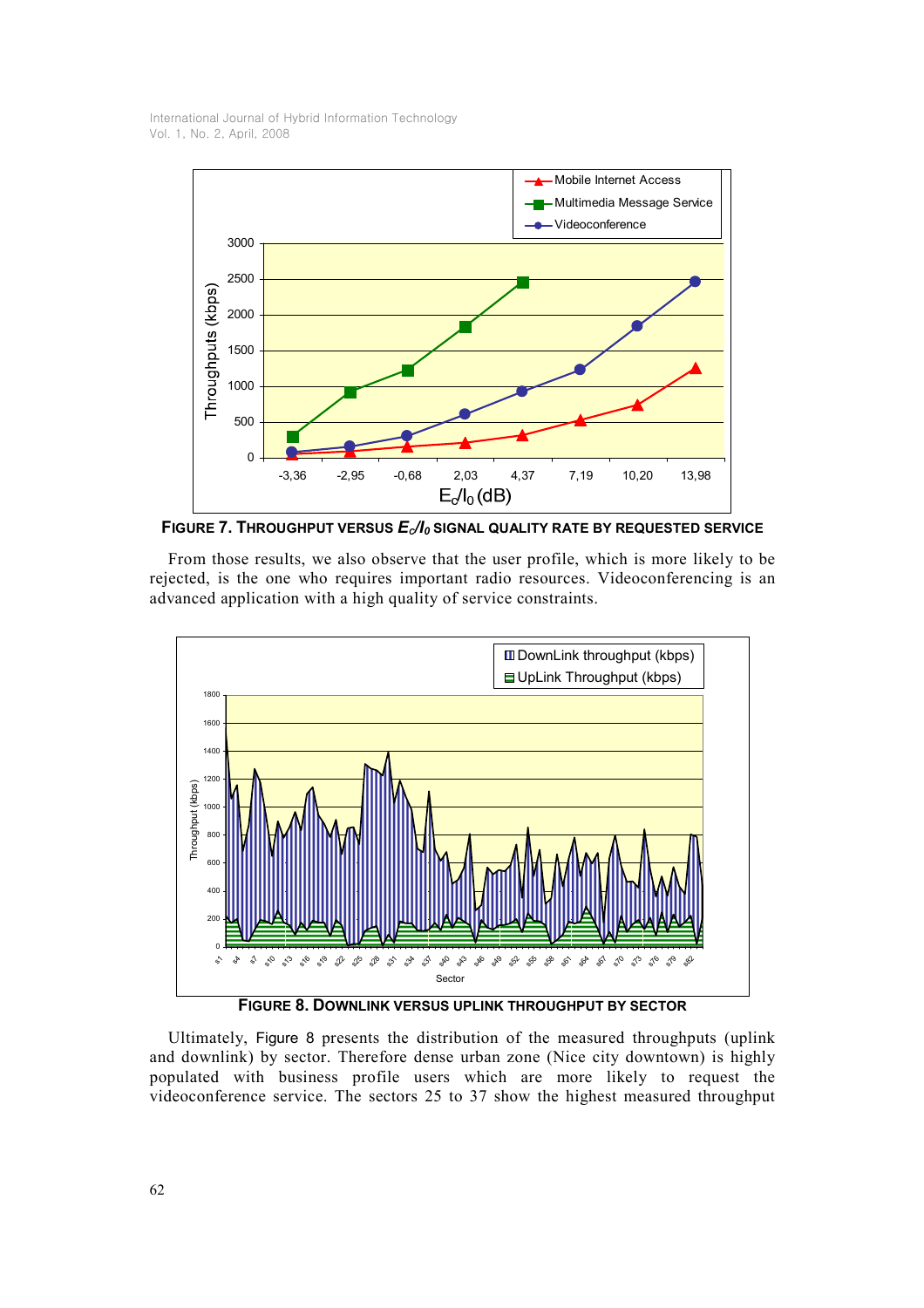FIGURE 7. THROUGHPUT VERSUS $E_c/I_0$ SIGNAL QUALITY RATE BY REQUESTED SERVICE

From those results, we also observe that the user profile, which is more likely to be rejected, is the one who requires important radio resources. Videoconferencing is an advanced application with a high quality of service constraints.

FIGURE 8. DOWNLINK VERSUS UPLINK THROUGHPUT BY SECTOR

Ultimately, Figure 8 presents the distribution of the measured throughputs (uplink and downlink) by sector. Therefore dense urban zone (Nice city downtown) is highly populated with business profile users which are more likely to request the videoconference service. The sectors 25 to 37 show the highest measured throughput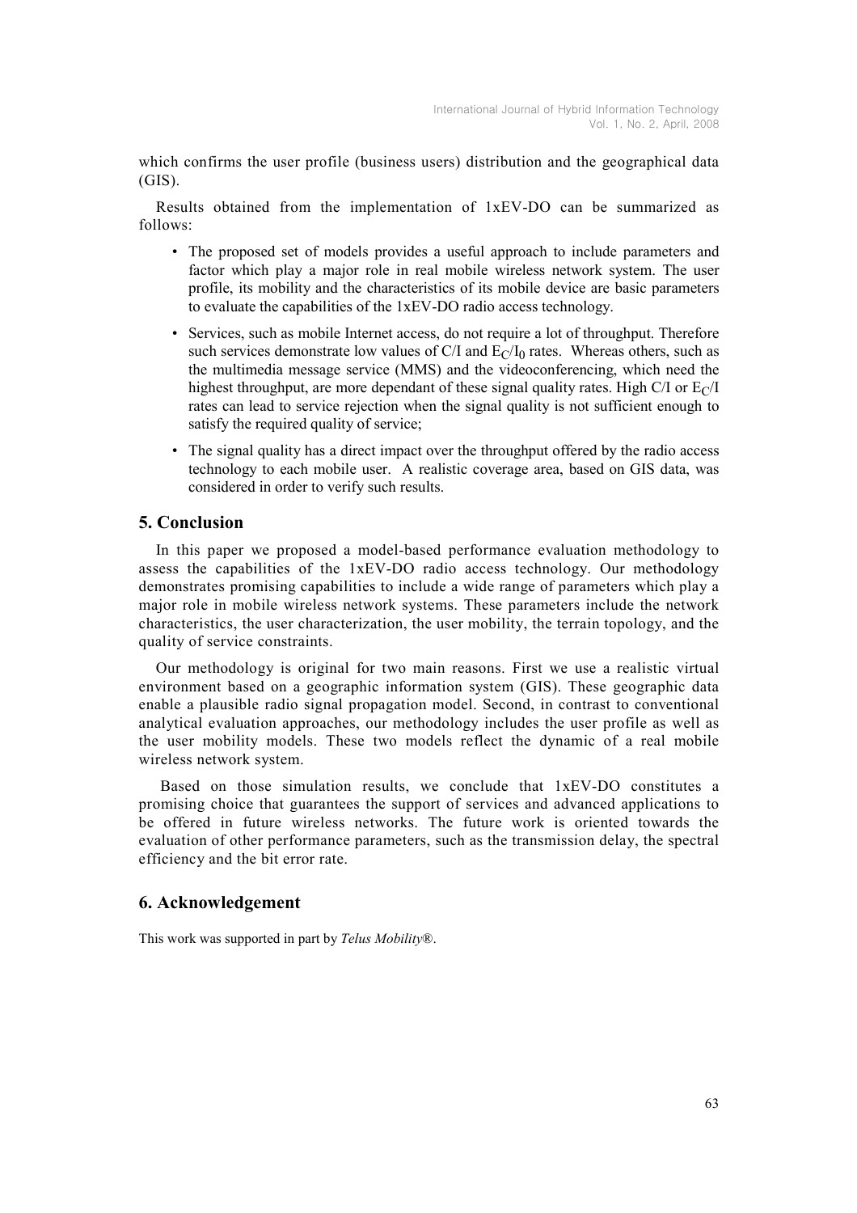which confirms the user profile (business users) distribution and the geographical data (GIS).

Results obtained from the implementation of 1xEV-DO can be summarized as follows:

- The proposed set of models provides a useful approach to include parameters and factor which play a major role in real mobile wireless network system. The user profile, its mobility and the characteristics of its mobile device are basic parameters to evaluate the capabilities of the 1xEV-DO radio access technology.
- Services, such as mobile Internet access, do not require a lot of throughput. Therefore such services demonstrate low values of C/I and $E_C/I_0$ rates. Whereas others, such as the multimedia message service (MMS) and the videoconferencing, which need the highest throughput, are more dependant of these signal quality rates. High C/I or $E_C/I$ rates can lead to service rejection when the signal quality is not sufficient enough to satisfy the required quality of service;
- The signal quality has a direct impact over the throughput offered by the radio access technology to each mobile user. A realistic coverage area, based on GIS data, was considered in order to verify such results.

## 5. Conclusion

In this paper we proposed a model-based performance evaluation methodology to assess the capabilities of the 1xEV-DO radio access technology. Our methodology demonstrates promising capabilities to include a wide range of parameters which play a major role in mobile wireless network systems. These parameters include the network characteristics, the user characterization, the user mobility, the terrain topology, and the quality of service constraints.

Our methodology is original for two main reasons. First we use a realistic virtual environment based on a geographic information system (GIS). These geographic data enable a plausible radio signal propagation model. Second, in contrast to conventional analytical evaluation approaches, our methodology includes the user profile as well as the user mobility models. These two models reflect the dynamic of a real mobile wireless network system.

Based on those simulation results, we conclude that 1xEV-DO constitutes a promising choice that guarantees the support of services and advanced applications to be offered in future wireless networks. The future work is oriented towards the evaluation of other performance parameters, such as the transmission delay, the spectral efficiency and the bit error rate.

## 6. Acknowledgement

This work was supported in part by *Telus Mobility*®.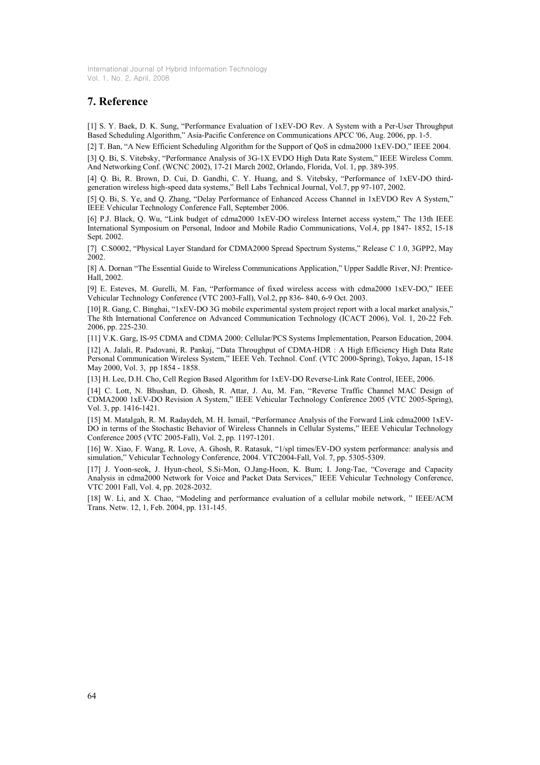## 7. Reference

[1] S. Y. Baek, D. K. Sung, "Performance Evaluation of 1xEV-DO Rev. A System with a Per-User Throughput Based Scheduling Algorithm," Asia-Pacific Conference on Communications APCC '06, Aug. 2006, pp. 1-5.

[2] T. Ban, "A New Efficient Scheduling Algorithm for the Support of QoS in cdma2000 1xEV-DO," IEEE 2004.

[3] Q. Bi, S. Vitebsky, "Performance Analysis of 3G-1X EVDO High Data Rate System," IEEE Wireless Comm. And Networking Conf. (WCNC 2002), 17-21 March 2002, Orlando, Florida, Vol. 1, pp. 389-395.

[4] Q. Bi, R. Brown, D. Cui, D. Gandhi, C. Y. Huang, and S. Vitebsky, "Performance of 1xEV-DO third-generation wireless high-speed data systems," Bell Labs Technical Journal, Vol.7, pp 97-107, 2002.

[5] Q. Bi, S. Ye, and Q. Zhang, "Delay Performance of Enhanced Access Channel in 1xEVDO Rev A System," IEEE Vehicular Technology Conference Fall, September 2006.

[6] P.J. Black, Q. Wu, "Link budget of cdma2000 1xEV-DO wireless Internet access system," The 13th IEEE International Symposium on Personal, Indoor and Mobile Radio Communications, Vol.4, pp 1847- 1852, 15-18 Sept. 2002.

[7] C.S0002, "Physical Layer Standard for CDMA2000 Spread Spectrum Systems," Release C 1.0, 3GPP2, May 2002.

[8] A. Dornan "The Essential Guide to Wireless Communications Application," Upper Saddle River, NJ: Prentice-Hall, 2002.

[9] E. Esteves, M. Gurelli, M. Fan, "Performance of fixed wireless access with cdma2000 1xEV-DO," IEEE Vehicular Technology Conference (VTC 2003-Fall), Vol.2, pp 836- 840, 6-9 Oct. 2003.

[10] R. Gang, C. Binghai, "1xEV-DO 3G mobile experimental system project report with a local market analysis," The 8th International Conference on Advanced Communication Technology (ICACT 2006), Vol. 1, 20-22 Feb. 2006, pp. 225-230.

[11] V.K. Garg, IS-95 CDMA and CDMA 2000: Cellular/PCS Systems Implementation, Pearson Education, 2004.

[12] A. Jalali, R. Padovani, R. Pankaj, "Data Throughput of CDMA-HDR : A High Efficiency High Data Rate Personal Communication Wireless System," IEEE Veh. Technol. Conf. (VTC 2000-Spring), Tokyo, Japan, 15-18 May 2000, Vol. 3, pp 1854 - 1858.

[13] H. Lee, D.H. Cho, Cell Region Based Algorithm for 1xEV-DO Reverse-Link Rate Control, IEEE, 2006.

[14] C. Lott, N. Bhushan, D. Ghosh, R. Attar, J. Au, M. Fan, "Reverse Traffic Channel MAC Design of CDMA2000 1xEV-DO Revision A System," IEEE Vehicular Technology Conference 2005 (VTC 2005-Spring), Vol. 3, pp. 1416-1421.

[15] M. Matalgah, R. M. Radaydeh, M. H. Ismail, "Performance Analysis of the Forward Link cdma2000 1xEV-DO in terms of the Stochastic Behavior of Wireless Channels in Cellular Systems," IEEE Vehicular Technology Conference 2005 (VTC 2005-Fall), Vol. 2, pp. 1197-1201.

[16] W. Xiao, F. Wang, R. Love, A. Ghosh, R. Ratasuk, "1/spl times/EV-DO system performance: analysis and simulation," Vehicular Technology Conference, 2004. VTC2004-Fall, Vol. 7, pp. 5305-5309.

[17] J. Yoon-seok, J. Hyun-cheol, S.Si-Mon, O.Jang-Hoon, K. Bum; I. Jong-Tae, "Coverage and Capacity Analysis in cdma2000 Network for Voice and Packet Data Services," IEEE Vehicular Technology Conference, VTC 2001 Fall, Vol. 4, pp. 2028-2032.

[18] W. Li, and X. Chao, "Modeling and performance evaluation of a cellular mobile network, " IEEE/ACM Trans. Netw. 12, 1, Feb. 2004, pp. 131-145.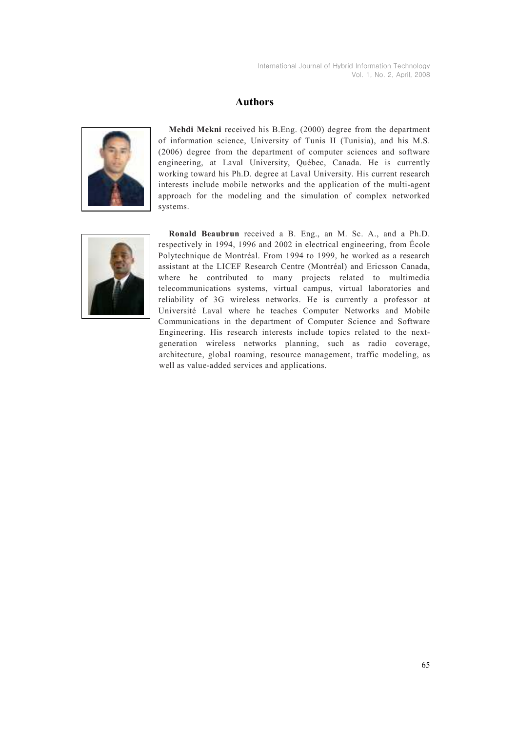## Authors

**Mehdi Mekni** received his B.Eng. (2000) degree from the department of information science, University of Tunis II (Tunisia), and his M.S. (2006) degree from the department of computer sciences and software engineering, at Laval University, Québec, Canada. He is currently working toward his Ph.D. degree at Laval University. His current research interests include mobile networks and the application of the multi-agent approach for the modeling and the simulation of complex networked systems.

**Ronald Beaubrun** received a B. Eng., an M. Sc. A., and a Ph.D. respectively in 1994, 1996 and 2002 in electrical engineering, from École Polytechnique de Montréal. From 1994 to 1999, he worked as a research assistant at the LICEF Research Centre (Montréal) and Ericsson Canada, where he contributed to many projects related to multimedia telecommunications systems, virtual campus, virtual laboratories and reliability of 3G wireless networks. He is currently a professor at Université Laval where he teaches Computer Networks and Mobile Communications in the department of Computer Science and Software Engineering. His research interests include topics related to the next-generation wireless networks planning, such as radio coverage, architecture, global roaming, resource management, traffic modeling, as well as value-added services and applications.